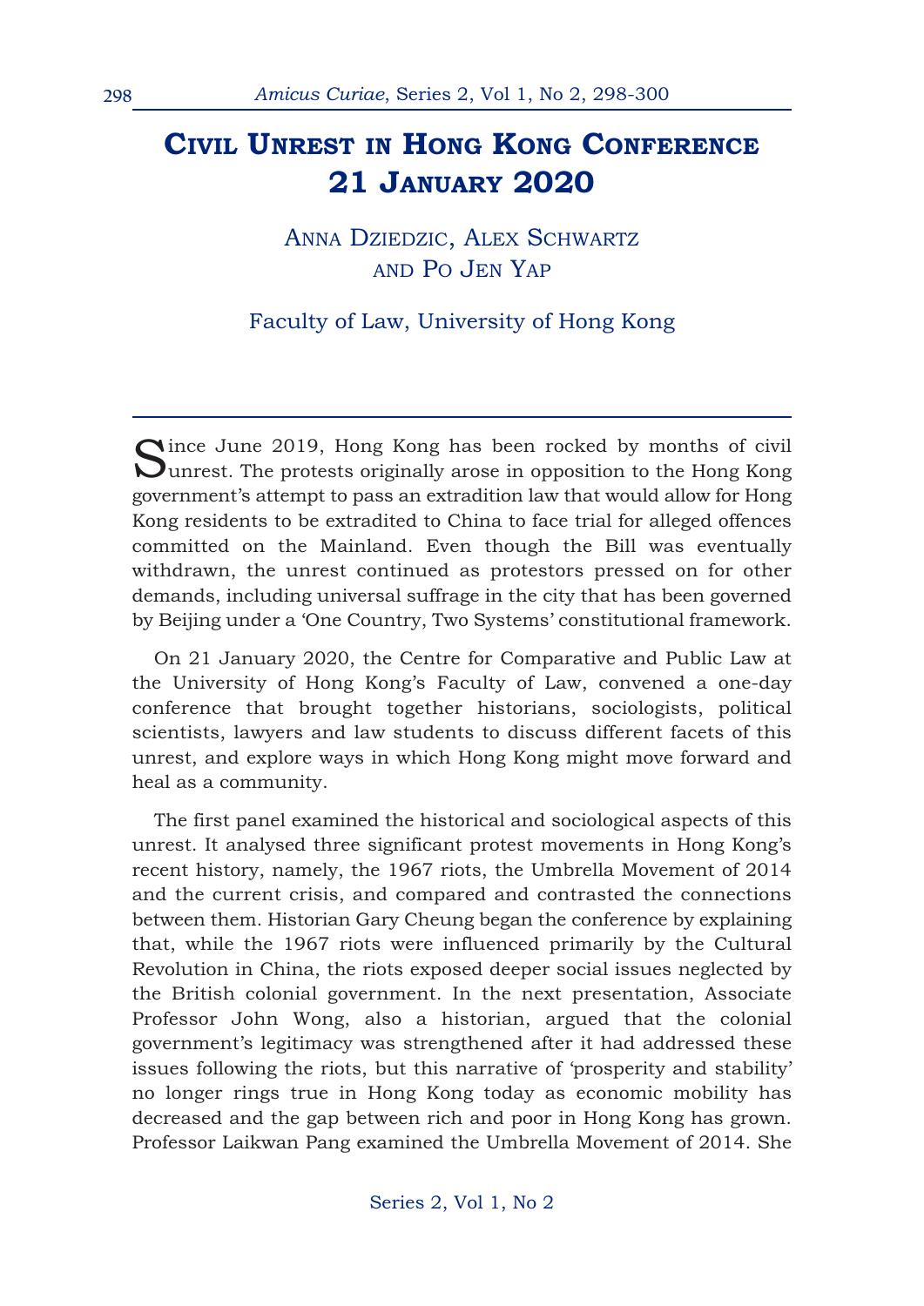# Civil Unrest in Hong Kong Conference 21 January 2020

Anna Dziedzic, Alex Schwartz and Po Jen Yap

Faculty of Law, University of Hong Kong

---

Since June 2019, Hong Kong has been rocked by months of civil unrest. The protests originally arose in opposition to the Hong Kong government's attempt to pass an extradition law that would allow for Hong Kong residents to be extradited to China to face trial for alleged offences committed on the Mainland. Even though the Bill was eventually withdrawn, the unrest continued as protestors pressed on for other demands, including universal suffrage in the city that has been governed by Beijing under a 'One Country, Two Systems' constitutional framework.

On 21 January 2020, the Centre for Comparative and Public Law at the University of Hong Kong's Faculty of Law, convened a one-day conference that brought together historians, sociologists, political scientists, lawyers and law students to discuss different facets of this unrest, and explore ways in which Hong Kong might move forward and heal as a community.

The first panel examined the historical and sociological aspects of this unrest. It analysed three significant protest movements in Hong Kong's recent history, namely, the 1967 riots, the Umbrella Movement of 2014 and the current crisis, and compared and contrasted the connections between them. Historian Gary Cheung began the conference by explaining that, while the 1967 riots were influenced primarily by the Cultural Revolution in China, the riots exposed deeper social issues neglected by the British colonial government. In the next presentation, Associate Professor John Wong, also a historian, argued that the colonial government's legitimacy was strengthened after it had addressed these issues following the riots, but this narrative of 'prosperity and stability' no longer rings true in Hong Kong today as economic mobility has decreased and the gap between rich and poor in Hong Kong has grown. Professor Laikwan Pang examined the Umbrella Movement of 2014. She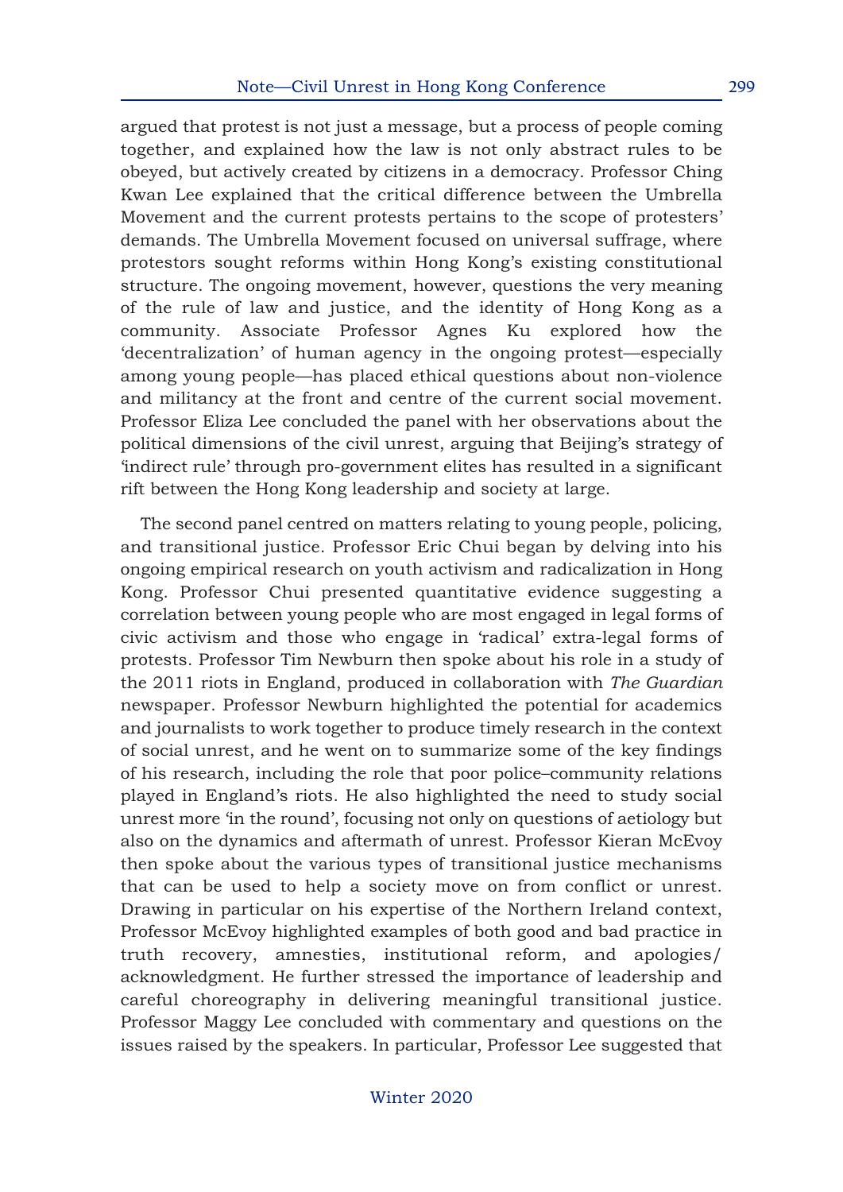argued that protest is not just a message, but a process of people coming together, and explained how the law is not only abstract rules to be obeyed, but actively created by citizens in a democracy. Professor Ching Kwan Lee explained that the critical difference between the Umbrella Movement and the current protests pertains to the scope of protesters' demands. The Umbrella Movement focused on universal suffrage, where protestors sought reforms within Hong Kong's existing constitutional structure. The ongoing movement, however, questions the very meaning of the rule of law and justice, and the identity of Hong Kong as a community. Associate Professor Agnes Ku explored how the 'decentralization' of human agency in the ongoing protest—especially among young people—has placed ethical questions about non-violence and militancy at the front and centre of the current social movement. Professor Eliza Lee concluded the panel with her observations about the political dimensions of the civil unrest, arguing that Beijing's strategy of 'indirect rule' through pro-government elites has resulted in a significant rift between the Hong Kong leadership and society at large.

The second panel centred on matters relating to young people, policing, and transitional justice. Professor Eric Chui began by delving into his ongoing empirical research on youth activism and radicalization in Hong Kong. Professor Chui presented quantitative evidence suggesting a correlation between young people who are most engaged in legal forms of civic activism and those who engage in 'radical' extra-legal forms of protests. Professor Tim Newburn then spoke about his role in a study of the 2011 riots in England, produced in collaboration with *The Guardian* newspaper. Professor Newburn highlighted the potential for academics and journalists to work together to produce timely research in the context of social unrest, and he went on to summarize some of the key findings of his research, including the role that poor police–community relations played in England's riots. He also highlighted the need to study social unrest more 'in the round', focusing not only on questions of aetiology but also on the dynamics and aftermath of unrest. Professor Kieran McEvoy then spoke about the various types of transitional justice mechanisms that can be used to help a society move on from conflict or unrest. Drawing in particular on his expertise of the Northern Ireland context, Professor McEvoy highlighted examples of both good and bad practice in truth recovery, amnesties, institutional reform, and apologies/acknowledgment. He further stressed the importance of leadership and careful choreography in delivering meaningful transitional justice. Professor Maggy Lee concluded with commentary and questions on the issues raised by the speakers. In particular, Professor Lee suggested that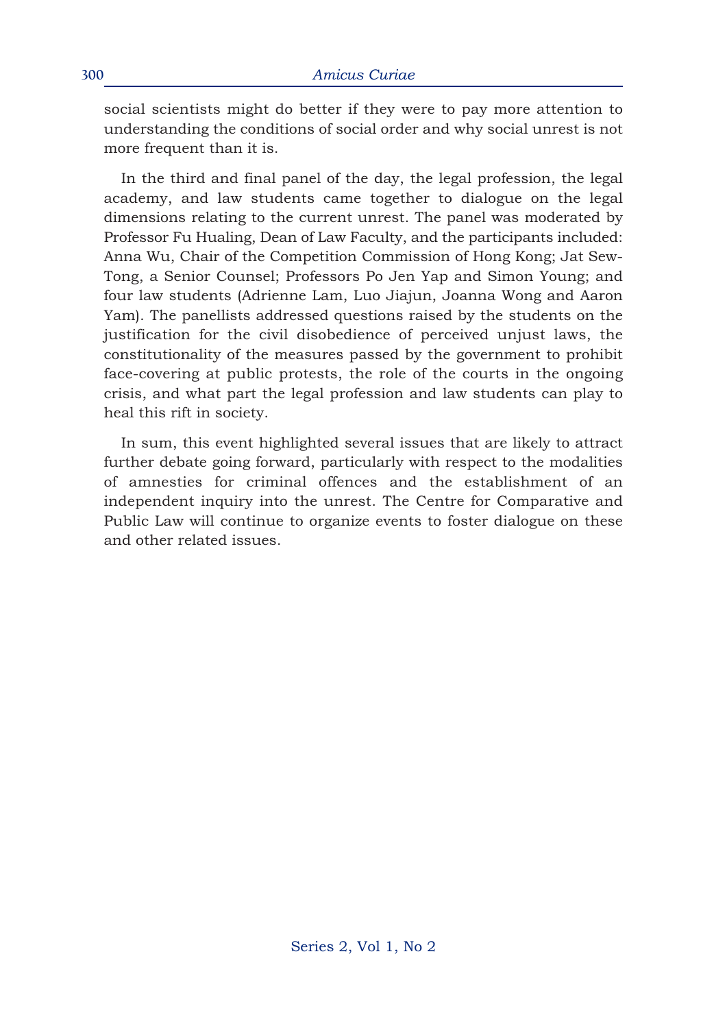social scientists might do better if they were to pay more attention to understanding the conditions of social order and why social unrest is not more frequent than it is.

In the third and final panel of the day, the legal profession, the legal academy, and law students came together to dialogue on the legal dimensions relating to the current unrest. The panel was moderated by Professor Fu Hualing, Dean of Law Faculty, and the participants included: Anna Wu, Chair of the Competition Commission of Hong Kong; Jat Sew-Tong, a Senior Counsel; Professors Po Jen Yap and Simon Young; and four law students (Adrienne Lam, Luo Jiajun, Joanna Wong and Aaron Yam). The panellists addressed questions raised by the students on the justification for the civil disobedience of perceived unjust laws, the constitutionality of the measures passed by the government to prohibit face-covering at public protests, the role of the courts in the ongoing crisis, and what part the legal profession and law students can play to heal this rift in society.

In sum, this event highlighted several issues that are likely to attract further debate going forward, particularly with respect to the modalities of amnesties for criminal offences and the establishment of an independent inquiry into the unrest. The Centre for Comparative and Public Law will continue to organize events to foster dialogue on these and other related issues.